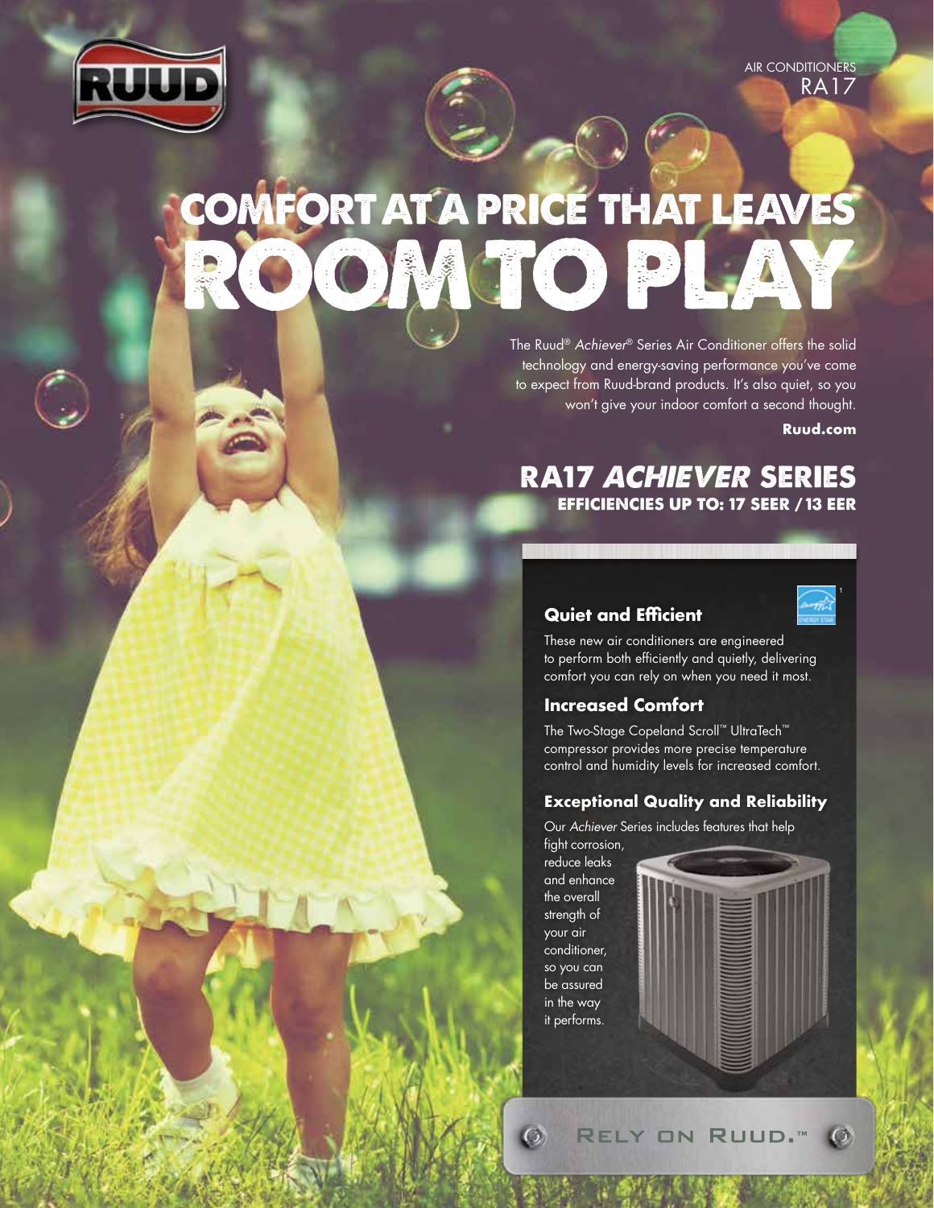AIR CONDITIONERS
RA17

# COMFORT AT A PRICE THAT LEAVES ROOM TO PLAY

The Ruud® *Achiever*® Series Air Conditioner offers the solid technology and energy-saving performance you've come to expect from Ruud-brand products. It's also quiet, so you won't give your indoor comfort a second thought.

**Ruud.com**

## RA17 *ACHIEVER* SERIES

**EFFICIENCIES UP TO: 17 SEER / 13 EER**

### Quiet and Efficient

These new air conditioners are engineered to perform both efficiently and quietly, delivering comfort you can rely on when you need it most.

### Increased Comfort

The Two-Stage Copeland Scroll™ UltraTech™ compressor provides more precise temperature control and humidity levels for increased comfort.

### Exceptional Quality and Reliability

Our *Achiever* Series includes features that help fight corrosion, reduce leaks and enhance the overall strength of your air conditioner, so you can be assured in the way it performs.

RELY ON RUUD.™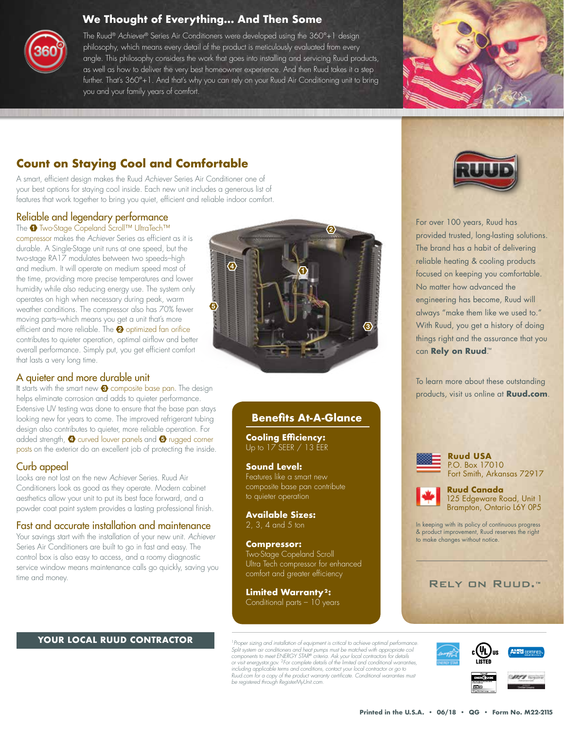## We Thought of Everything... And Then Some

The Ruud® *Achiever*® Series Air Conditioners were developed using the 360°+1 design philosophy, which means every detail of the product is meticulously evaluated from every angle. This philosophy considers the work that goes into installing and servicing Ruud products, as well as how to deliver the very best homeowner experience. And then Ruud takes it a step further. That's 360°+1. And that's why you can rely on your Ruud Air Conditioning unit to bring you and your family years of comfort.

## Count on Staying Cool and Comfortable

A smart, efficient design makes the Ruud *Achiever* Series Air Conditioner one of your best options for staying cool inside. Each new unit includes a generous list of features that work together to bring you quiet, efficient and reliable indoor comfort.

### Reliable and legendary performance

The ❶ Two-Stage Copeland Scroll™ UltraTech™ compressor makes the *Achiever* Series as efficient as it is durable. A Single-Stage unit runs at one speed, but the two-stage RA17 modulates between two speeds–high and medium. It will operate on medium speed most of the time, providing more precise temperatures and lower humidity while also reducing energy use. The system only operates on high when necessary during peak, warm weather conditions. The compressor also has 70% fewer moving parts–which means you get a unit that's more efficient and more reliable. The ❷ optimized fan orifice contributes to quieter operation, optimal airflow and better overall performance. Simply put, you get efficient comfort that lasts a very long time.

### A quieter and more durable unit

It starts with the smart new ❸ composite base pan. The design helps eliminate corrosion and adds to quieter performance. Extensive UV testing was done to ensure that the base pan stays looking new for years to come. The improved refrigerant tubing design also contributes to quieter, more reliable operation. For added strength, ❹ curved louver panels and ❺ rugged corner posts on the exterior do an excellent job of protecting the inside.

### Curb appeal

Looks are not lost on the new *Achiever* Series. Ruud Air Conditioners look as good as they operate. Modern cabinet aesthetics allow your unit to put its best face forward, and a powder coat paint system provides a lasting professional finish.

### Fast and accurate installation and maintenance

Your savings start with the installation of your new unit. *Achiever* Series Air Conditioners are built to go in fast and easy. The control box is also easy to access, and a roomy diagnostic service window means maintenance calls go quickly, saving you time and money.

## Benefits At-A-Glance

**Cooling Efficiency:**
Up to 17 SEER / 13 EER

**Sound Level:**
Features like a smart new composite base pan contribute to quieter operation

**Available Sizes:**
2, 3, 4 and 5 ton

**Compressor:**
Two-Stage Copeland Scroll Ultra Tech compressor for enhanced comfort and greater efficiency

**Limited Warranty[2]:**
Conditional parts – 10 years

For over 100 years, Ruud has provided trusted, long-lasting solutions. The brand has a habit of delivering reliable heating & cooling products focused on keeping you comfortable. No matter how advanced the engineering has become, Ruud will always "make them like we used to." With Ruud, you get a history of doing things right and the assurance that you can **Rely on Ruud**.™

To learn more about these outstanding products, visit us online at **Ruud.com**.

**Ruud USA**
P.O. Box 17010
Fort Smith, Arkansas 72917

**Ruud Canada**
125 Edgeware Road, Unit 1
Brampton, Ontario L6Y 0P5

In keeping with its policy of continuous progress & product improvement, Ruud reserves the right to make changes without notice.

RELY ON RUUD.™

**YOUR LOCAL RUUD CONTRACTOR**

*[1]Proper sizing and installation of equipment is critical to achieve optimal performance. Split system air conditioners and heat pumps must be matched with appropriate coil components to meet ENERGY STAR® criteria. Ask your local contractors for details or visit energystar.gov. [2]For complete details of the limited and conditional warranties, including applicable terms and conditions, contact your local contractor or go to Ruud.com for a copy of the product warranty certificate. Conditional warranties must be registered through RegisterMyUnit.com.*

Printed in the U.S.A. • 06/18 • QG • Form No. M22-2115